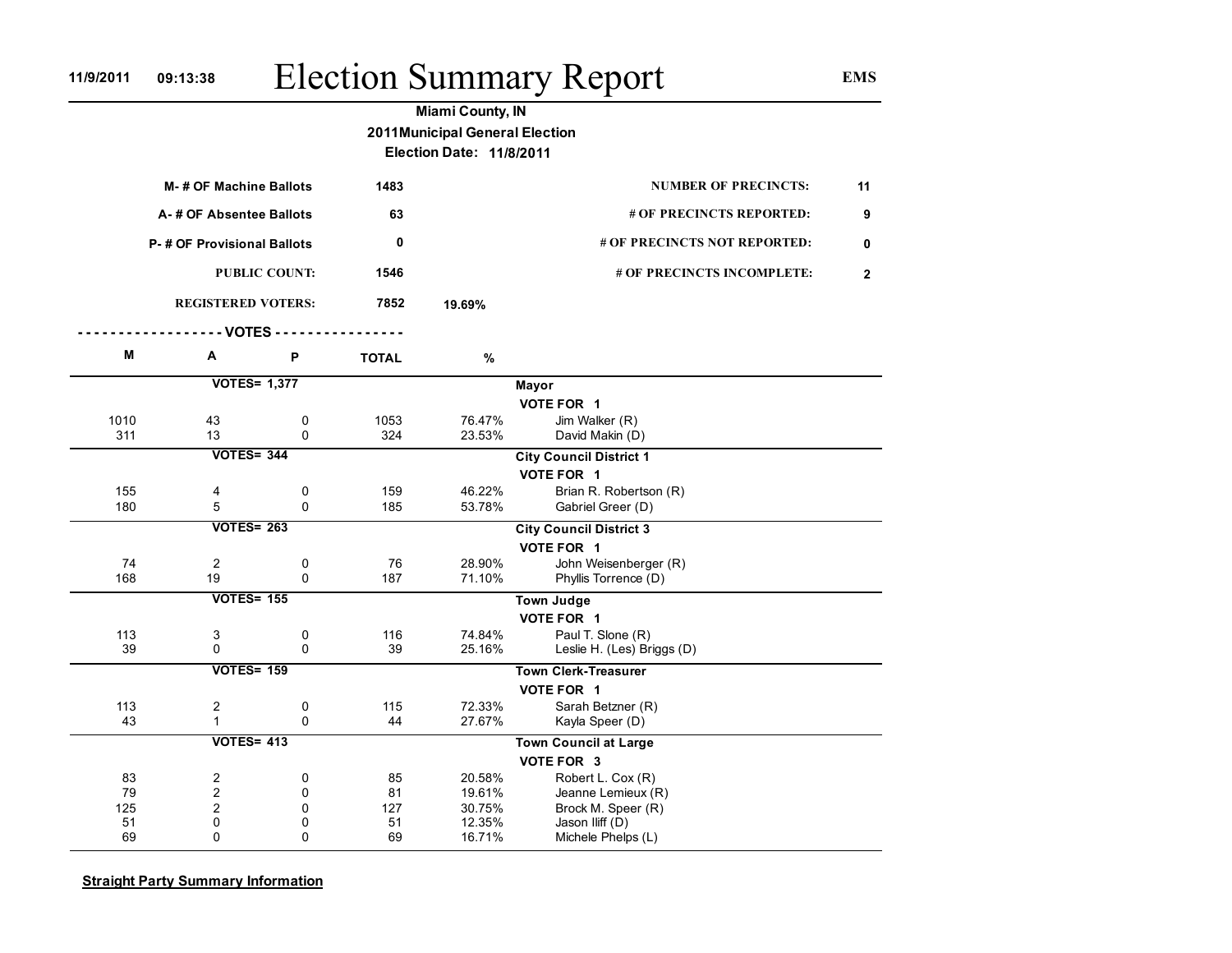# Election Summary Report

11/9/2011 09:13:38 EMS

**Miami County, IN**

**2011Municipal General Election**

**Election Date: 11/8/2011**

| | | | | |
|---|---|---|---|---|
| M- # OF Machine Ballots | 1483 | | NUMBER OF PRECINCTS: | 11 |
| A- # OF Absentee Ballots | 63 | | # OF PRECINCTS REPORTED: | 9 |
| P- # OF Provisional Ballots | 0 | | # OF PRECINCTS NOT REPORTED: | 0 |
| PUBLIC COUNT: | 1546 | | # OF PRECINCTS INCOMPLETE: | 2 |
| REGISTERED VOTERS: | 7852 | 19.69% | | |

| M | A | P | TOTAL | % | |
|---|---|---|---|---|---|
| | VOTES= 1,377 | | | | **Mayor** |
| | | | | | VOTE FOR 1 |
| 1010 | 43 | 0 | 1053 | 76.47% | Jim Walker (R) |
| 311 | 13 | 0 | 324 | 23.53% | David Makin (D) |
| | VOTES= 344 | | | | **City Council District 1** |
| | | | | | VOTE FOR 1 |
| 155 | 4 | 0 | 159 | 46.22% | Brian R. Robertson (R) |
| 180 | 5 | 0 | 185 | 53.78% | Gabriel Greer (D) |
| | VOTES= 263 | | | | **City Council District 3** |
| | | | | | VOTE FOR 1 |
| 74 | 2 | 0 | 76 | 28.90% | John Weisenberger (R) |
| 168 | 19 | 0 | 187 | 71.10% | Phyllis Torrence (D) |
| | VOTES= 155 | | | | **Town Judge** |
| | | | | | VOTE FOR 1 |
| 113 | 3 | 0 | 116 | 74.84% | Paul T. Slone (R) |
| 39 | 0 | 0 | 39 | 25.16% | Leslie H. (Les) Briggs (D) |
| | VOTES= 159 | | | | **Town Clerk-Treasurer** |
| | | | | | VOTE FOR 1 |
| 113 | 2 | 0 | 115 | 72.33% | Sarah Betzner (R) |
| 43 | 1 | 0 | 44 | 27.67% | Kayla Speer (D) |
| | VOTES= 413 | | | | **Town Council at Large** |
| | | | | | VOTE FOR 3 |
| 83 | 2 | 0 | 85 | 20.58% | Robert L. Cox (R) |
| 79 | 2 | 0 | 81 | 19.61% | Jeanne Lemieux (R) |
| 125 | 2 | 0 | 127 | 30.75% | Brock M. Speer (R) |
| 51 | 0 | 0 | 51 | 12.35% | Jason Iliff (D) |
| 69 | 0 | 0 | 69 | 16.71% | Michele Phelps (L) |

**Straight Party Summary Information**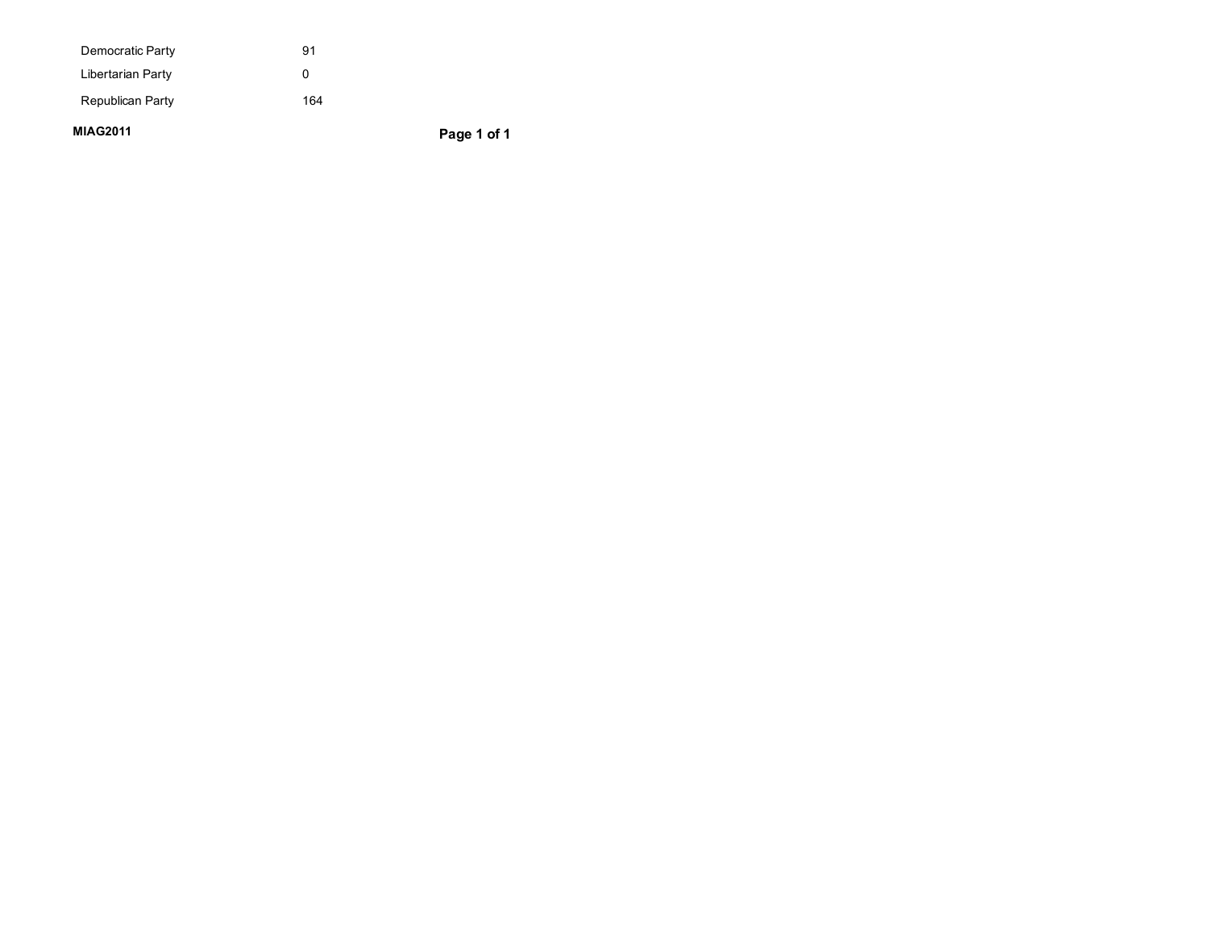| | |
|---|---|
| Democratic Party | 91 |
| Libertarian Party | 0 |
| Republican Party | 164 |

**MIAG2011**